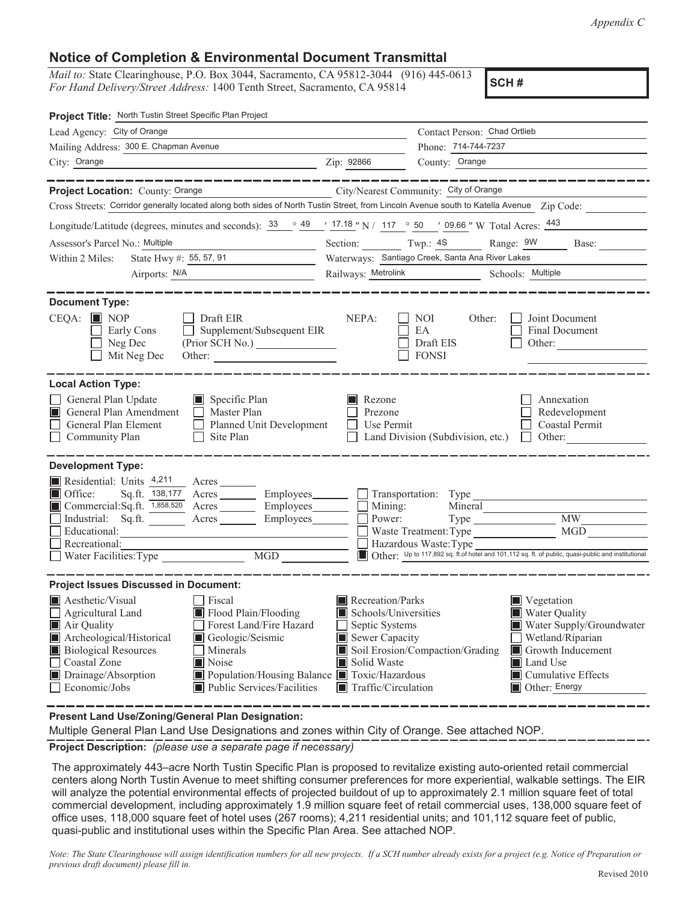*Appendix C*

# Notice of Completion & Environmental Document Transmittal

*Mail to:* State Clearinghouse, P.O. Box 3044, Sacramento, CA 95812-3044 (916) 445-0613
*For Hand Delivery/Street Address:* 1400 Tenth Street, Sacramento, CA 95814

**SCH #**

**Project Title:** North Tustin Street Specific Plan Project

Lead Agency: City of Orange
Contact Person: Chad Ortlieb
Mailing Address: 300 E. Chapman Avenue
Phone: 714-744-7237
City: Orange
Zip: 92866
County: Orange

---

**Project Location:** County: Orange
City/Nearest Community: City of Orange
Cross Streets: Corridor generally located along both sides of North Tustin Street, from Lincoln Avenue south to Katella Avenue
Zip Code:

Longitude/Latitude (degrees, minutes and seconds): 33 ° 49 ′ 17.18 ″ N / 117 ° 50 ′ 09.66 ″ W Total Acres: 443

Assessor's Parcel No.: Multiple
Section:
Twp.: 4S
Range: 9W
Base:

Within 2 Miles: State Hwy #: 55, 57, 91
Waterways: Santiago Creek, Santa Ana River Lakes
Airports: N/A
Railways: Metrolink
Schools: Multiple

---

**Document Type:**

CEQA: ■ NOP ☐ Draft EIR ☐ Early Cons ☐ Supplement/Subsequent EIR ☐ Neg Dec (Prior SCH No.) ☐ Mit Neg Dec Other:

NEPA: ☐ NOI ☐ EA ☐ Draft EIS ☐ FONSI

Other: ☐ Joint Document ☐ Final Document ☐ Other:

---

**Local Action Type:**

☐ General Plan Update
■ General Plan Amendment
☐ General Plan Element
☐ Community Plan
■ Specific Plan
☐ Master Plan
☐ Planned Unit Development
☐ Site Plan
■ Rezone
☐ Prezone
☐ Use Permit
☐ Land Division (Subdivision, etc.)
☐ Annexation
☐ Redevelopment
☐ Coastal Permit
☐ Other:

---

**Development Type:**

■ Residential: Units 4,211 Acres
■ Office: Sq.ft. 138,177 Acres Employees
■ Commercial: Sq.ft. 1,858,520 Acres Employees
☐ Industrial: Sq.ft. Acres Employees
☐ Educational:
☐ Recreational:
☐ Water Facilities: Type MGD
☐ Transportation: Type
☐ Mining: Mineral
☐ Power: Type MW
☐ Waste Treatment: Type MGD
☐ Hazardous Waste: Type
■ Other: Up to 117,892 sq. ft.of hotel and 101,112 sq. ft. of public, quasi-public and institutional

---

**Project Issues Discussed in Document:**

■ Aesthetic/Visual
☐ Agricultural Land
■ Air Quality
■ Archeological/Historical
■ Biological Resources
☐ Coastal Zone
■ Drainage/Absorption
☐ Economic/Jobs
☐ Fiscal
■ Flood Plain/Flooding
☐ Forest Land/Fire Hazard
■ Geologic/Seismic
☐ Minerals
■ Noise
■ Population/Housing Balance
■ Public Services/Facilities
■ Recreation/Parks
■ Schools/Universities
☐ Septic Systems
■ Sewer Capacity
■ Soil Erosion/Compaction/Grading
■ Solid Waste
■ Toxic/Hazardous
■ Traffic/Circulation
■ Vegetation
■ Water Quality
■ Water Supply/Groundwater
☐ Wetland/Riparian
■ Growth Inducement
■ Land Use
■ Cumulative Effects
■ Other: Energy

---

**Present Land Use/Zoning/General Plan Designation:**

Multiple General Plan Land Use Designations and zones within City of Orange. See attached NOP.

**Project Description:** *(please use a separate page if necessary)*

The approximately 443–acre North Tustin Specific Plan is proposed to revitalize existing auto-oriented retail commercial centers along North Tustin Avenue to meet shifting consumer preferences for more experiential, walkable settings. The EIR will analyze the potential environmental effects of projected buildout of up to approximately 2.1 million square feet of total commercial development, including approximately 1.9 million square feet of retail commercial uses, 138,000 square feet of office uses, 118,000 square feet of hotel uses (267 rooms); 4,211 residential units; and 101,112 square feet of public, quasi-public and institutional uses within the Specific Plan Area. See attached NOP.

*Note: The State Clearinghouse will assign identification numbers for all new projects. If a SCH number already exists for a project (e.g. Notice of Preparation or previous draft document) please fill in.*

Revised 2010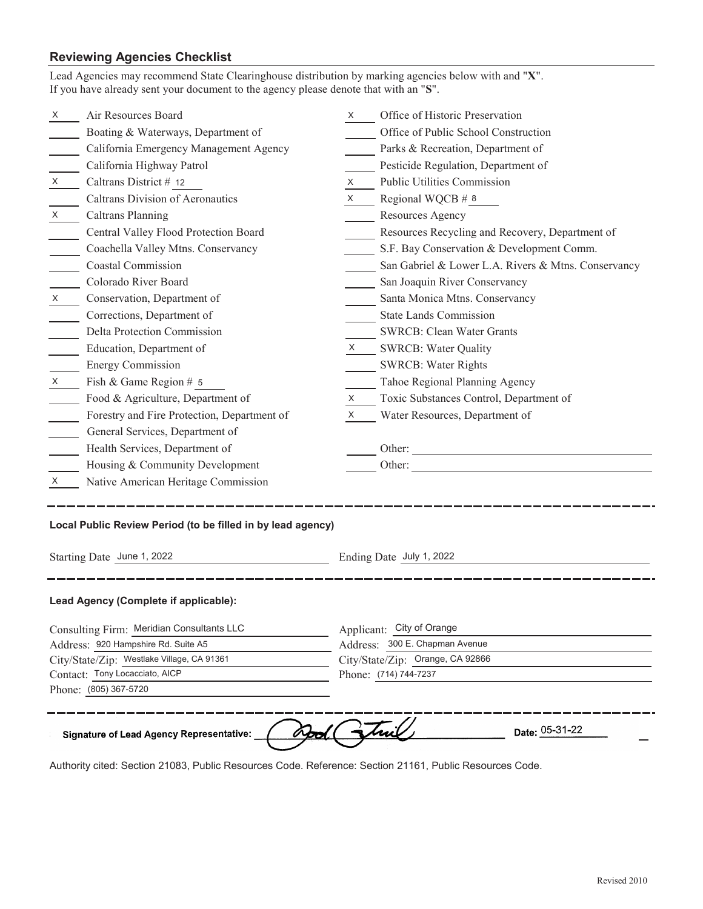## Reviewing Agencies Checklist

Lead Agencies may recommend State Clearinghouse distribution by marking agencies below with and "**X**".
If you have already sent your document to the agency please denote that with an "**S**".

| | | | |
|---|---|---|---|
| X | Air Resources Board | X | Office of Historic Preservation |
| | Boating & Waterways, Department of | | Office of Public School Construction |
| | California Emergency Management Agency | | Parks & Recreation, Department of |
| | California Highway Patrol | | Pesticide Regulation, Department of |
| X | Caltrans District # 12 | X | Public Utilities Commission |
| | Caltrans Division of Aeronautics | X | Regional WQCB # 8 |
| X | Caltrans Planning | | Resources Agency |
| | Central Valley Flood Protection Board | | Resources Recycling and Recovery, Department of |
| | Coachella Valley Mtns. Conservancy | | S.F. Bay Conservation & Development Comm. |
| | Coastal Commission | | San Gabriel & Lower L.A. Rivers & Mtns. Conservancy |
| | Colorado River Board | | San Joaquin River Conservancy |
| X | Conservation, Department of | | Santa Monica Mtns. Conservancy |
| | Corrections, Department of | | State Lands Commission |
| | Delta Protection Commission | | SWRCB: Clean Water Grants |
| | Education, Department of | X | SWRCB: Water Quality |
| | Energy Commission | | SWRCB: Water Rights |
| X | Fish & Game Region # 5 | | Tahoe Regional Planning Agency |
| | Food & Agriculture, Department of | X | Toxic Substances Control, Department of |
| | Forestry and Fire Protection, Department of | X | Water Resources, Department of |
| | General Services, Department of | | |
| | Health Services, Department of | | Other: |
| | Housing & Community Development | | Other: |
| X | Native American Heritage Commission | | |

---

**Local Public Review Period (to be filled in by lead agency)**

Starting Date June 1, 2022 Ending Date July 1, 2022

---

**Lead Agency (Complete if applicable):**

| | |
|---|---|
| Consulting Firm: Meridian Consultants LLC | Applicant: City of Orange |
| Address: 920 Hampshire Rd. Suite A5 | Address: 300 E. Chapman Avenue |
| City/State/Zip: Westlake Village, CA 91361 | City/State/Zip: Orange, CA 92866 |
| Contact: Tony Locacciato, AICP | Phone: (714) 744-7237 |
| Phone: (805) 367-5720 | |

---

**Signature of Lead Agency Representative:** _[signature]_ **Date:** 05-31-22

Authority cited: Section 21083, Public Resources Code. Reference: Section 21161, Public Resources Code.

Revised 2010